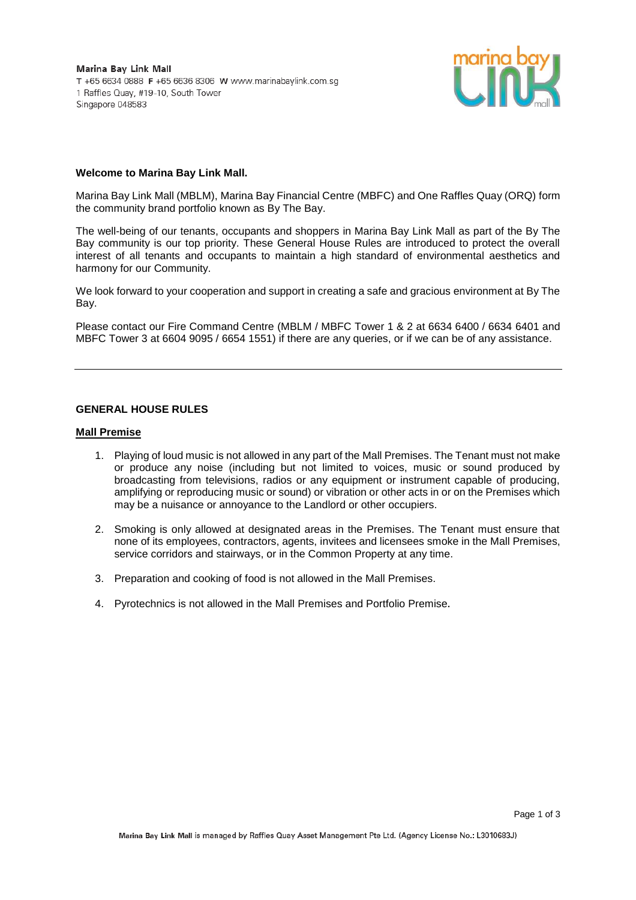**Marina Bay Link Mall**
T +65 6634 0888 F +65 6636 8306 W www.marinabaylink.com.sg
1 Raffles Quay, #19-10, South Tower
Singapore 048583

**Welcome to Marina Bay Link Mall.**

Marina Bay Link Mall (MBLM), Marina Bay Financial Centre (MBFC) and One Raffles Quay (ORQ) form the community brand portfolio known as By The Bay.

The well-being of our tenants, occupants and shoppers in Marina Bay Link Mall as part of the By The Bay community is our top priority. These General House Rules are introduced to protect the overall interest of all tenants and occupants to maintain a high standard of environmental aesthetics and harmony for our Community.

We look forward to your cooperation and support in creating a safe and gracious environment at By The Bay.

Please contact our Fire Command Centre (MBLM / MBFC Tower 1 & 2 at 6634 6400 / 6634 6401 and MBFC Tower 3 at 6604 9095 / 6654 1551) if there are any queries, or if we can be of any assistance.

---

## GENERAL HOUSE RULES

### Mall Premise

1. Playing of loud music is not allowed in any part of the Mall Premises. The Tenant must not make or produce any noise (including but not limited to voices, music or sound produced by broadcasting from televisions, radios or any equipment or instrument capable of producing, amplifying or reproducing music or sound) or vibration or other acts in or on the Premises which may be a nuisance or annoyance to the Landlord or other occupiers.

2. Smoking is only allowed at designated areas in the Premises. The Tenant must ensure that none of its employees, contractors, agents, invitees and licensees smoke in the Mall Premises, service corridors and stairways, or in the Common Property at any time.

3. Preparation and cooking of food is not allowed in the Mall Premises.

4. Pyrotechnics is not allowed in the Mall Premises and Portfolio Premise.

Marina Bay Link Mall is managed by Raffles Quay Asset Management Pte Ltd. (Agency License No.: L3010683J)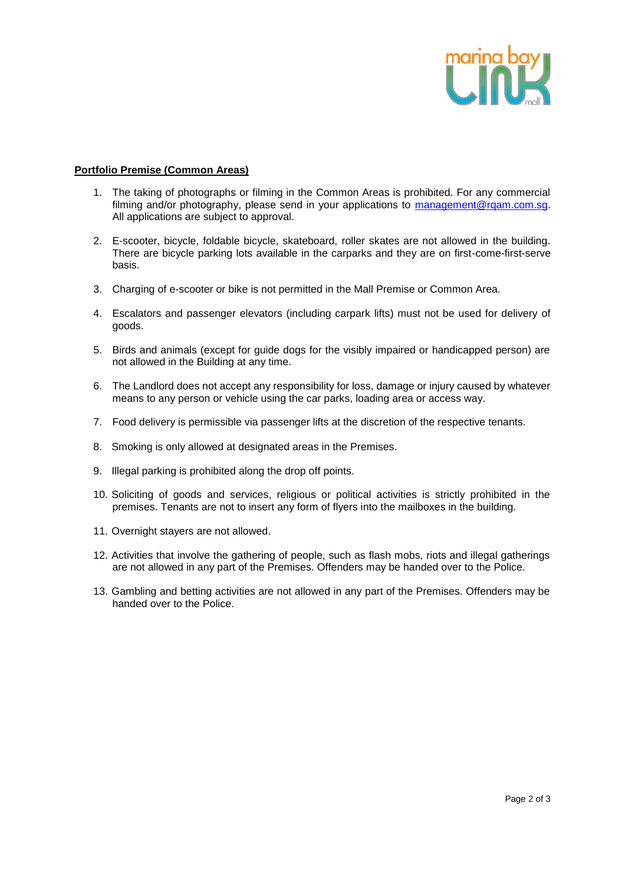**Portfolio Premise (Common Areas)**

1. The taking of photographs or filming in the Common Areas is prohibited. For any commercial filming and/or photography, please send in your applications to management@rqam.com.sg. All applications are subject to approval.

2. E-scooter, bicycle, foldable bicycle, skateboard, roller skates are not allowed in the building. There are bicycle parking lots available in the carparks and they are on first-come-first-serve basis.

3. Charging of e-scooter or bike is not permitted in the Mall Premise or Common Area.

4. Escalators and passenger elevators (including carpark lifts) must not be used for delivery of goods.

5. Birds and animals (except for guide dogs for the visibly impaired or handicapped person) are not allowed in the Building at any time.

6. The Landlord does not accept any responsibility for loss, damage or injury caused by whatever means to any person or vehicle using the car parks, loading area or access way.

7. Food delivery is permissible via passenger lifts at the discretion of the respective tenants.

8. Smoking is only allowed at designated areas in the Premises.

9. Illegal parking is prohibited along the drop off points.

10. Soliciting of goods and services, religious or political activities is strictly prohibited in the premises. Tenants are not to insert any form of flyers into the mailboxes in the building.

11. Overnight stayers are not allowed.

12. Activities that involve the gathering of people, such as flash mobs, riots and illegal gatherings are not allowed in any part of the Premises. Offenders may be handed over to the Police.

13. Gambling and betting activities are not allowed in any part of the Premises. Offenders may be handed over to the Police.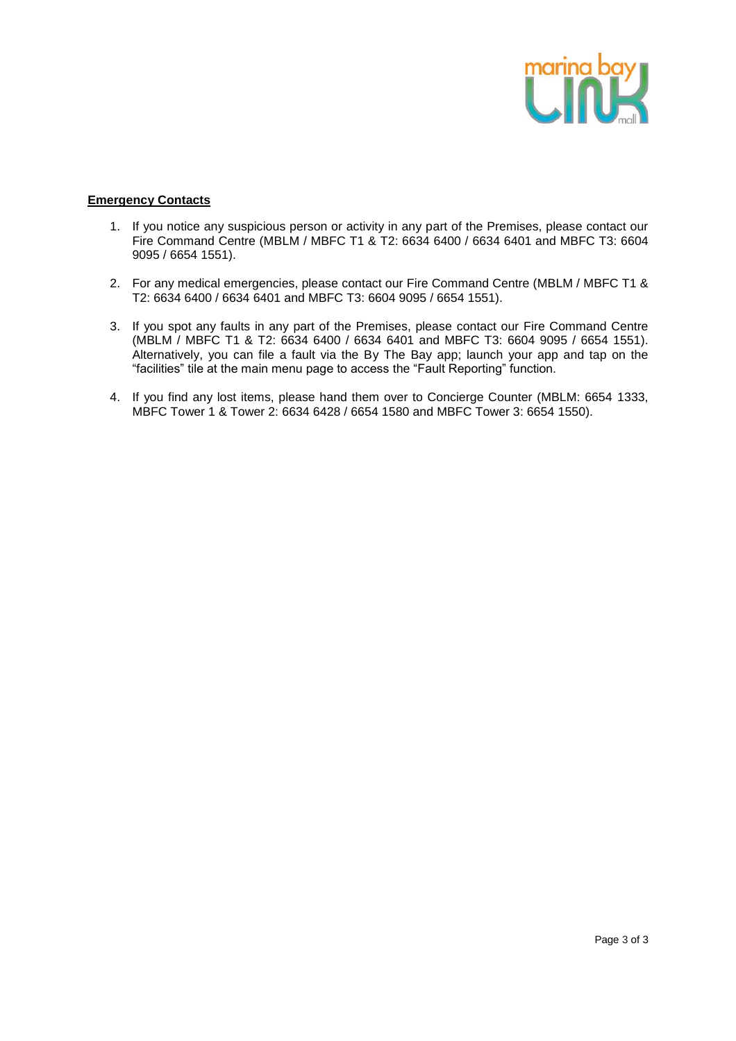**Emergency Contacts**

1. If you notice any suspicious person or activity in any part of the Premises, please contact our Fire Command Centre (MBLM / MBFC T1 & T2: 6634 6400 / 6634 6401 and MBFC T3: 6604 9095 / 6654 1551).

2. For any medical emergencies, please contact our Fire Command Centre (MBLM / MBFC T1 & T2: 6634 6400 / 6634 6401 and MBFC T3: 6604 9095 / 6654 1551).

3. If you spot any faults in any part of the Premises, please contact our Fire Command Centre (MBLM / MBFC T1 & T2: 6634 6400 / 6634 6401 and MBFC T3: 6604 9095 / 6654 1551). Alternatively, you can file a fault via the By The Bay app; launch your app and tap on the "facilities" tile at the main menu page to access the "Fault Reporting" function.

4. If you find any lost items, please hand them over to Concierge Counter (MBLM: 6654 1333, MBFC Tower 1 & Tower 2: 6634 6428 / 6654 1580 and MBFC Tower 3: 6654 1550).